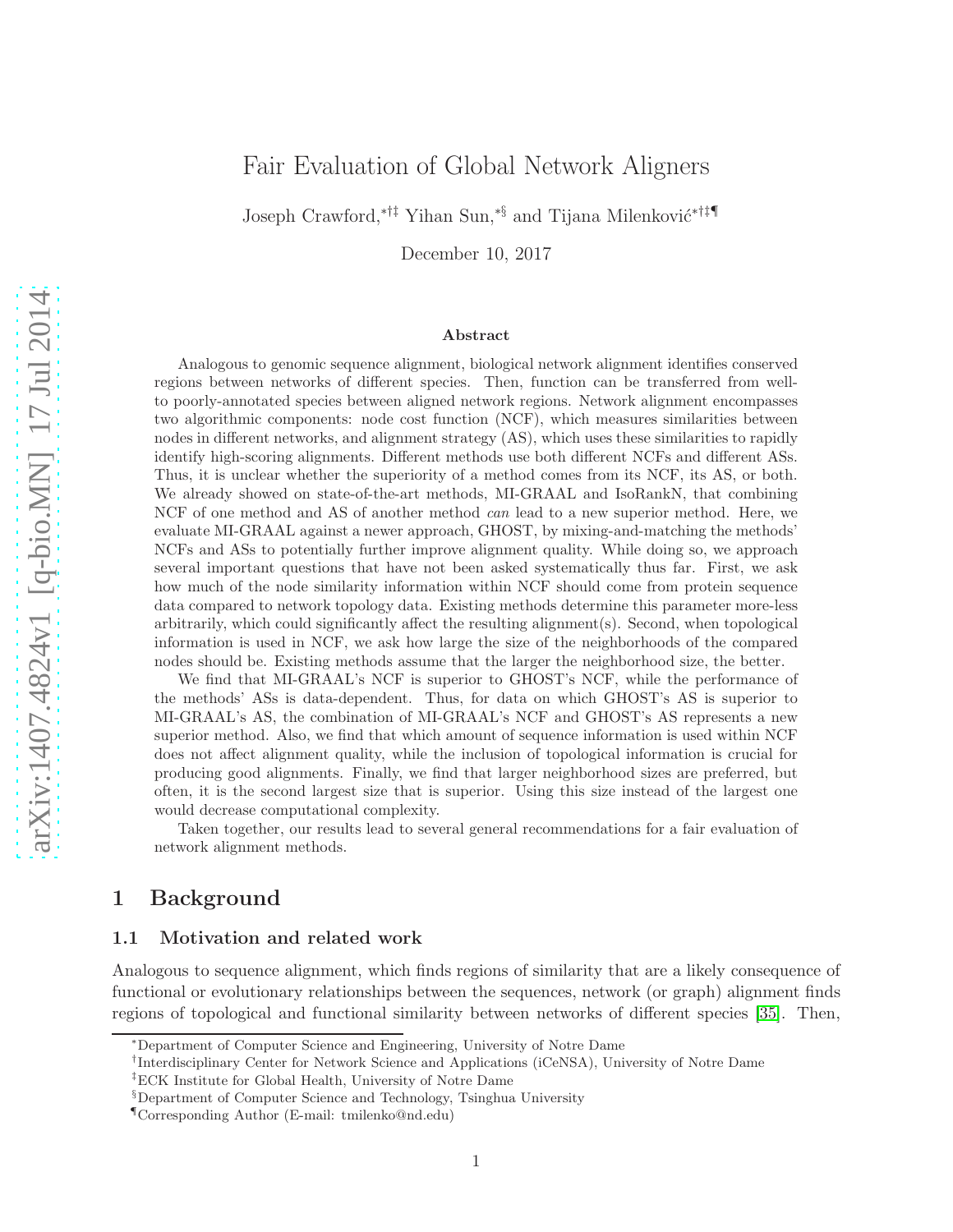# Fair Evaluation of Global Network Aligners

Joseph Crawford,[*†‡] Yihan Sun,[*§] and Tijana Milenković[*†‡¶]

December 10, 2017

### Abstract

Analogous to genomic sequence alignment, biological network alignment identifies conserved regions between networks of different species. Then, function can be transferred from well- to poorly-annotated species between aligned network regions. Network alignment encompasses two algorithmic components: node cost function (NCF), which measures similarities between nodes in different networks, and alignment strategy (AS), which uses these similarities to rapidly identify high-scoring alignments. Different methods use both different NCFs and different ASs. Thus, it is unclear whether the superiority of a method comes from its NCF, its AS, or both. We already showed on state-of-the-art methods, MI-GRAAL and IsoRankN, that combining NCF of one method and AS of another method *can* lead to a new superior method. Here, we evaluate MI-GRAAL against a newer approach, GHOST, by mixing-and-matching the methods' NCFs and ASs to potentially further improve alignment quality. While doing so, we approach several important questions that have not been asked systematically thus far. First, we ask how much of the node similarity information within NCF should come from protein sequence data compared to network topology data. Existing methods determine this parameter more-less arbitrarily, which could significantly affect the resulting alignment(s). Second, when topological information is used in NCF, we ask how large the size of the neighborhoods of the compared nodes should be. Existing methods assume that the larger the neighborhood size, the better.

We find that MI-GRAAL's NCF is superior to GHOST's NCF, while the performance of the methods' ASs is data-dependent. Thus, for data on which GHOST's AS is superior to MI-GRAAL's AS, the combination of MI-GRAAL's NCF and GHOST's AS represents a new superior method. Also, we find that which amount of sequence information is used within NCF does not affect alignment quality, while the inclusion of topological information is crucial for producing good alignments. Finally, we find that larger neighborhood sizes are preferred, but often, it is the second largest size that is superior. Using this size instead of the largest one would decrease computational complexity.

Taken together, our results lead to several general recommendations for a fair evaluation of network alignment methods.

## 1 Background

### 1.1 Motivation and related work

Analogous to sequence alignment, which finds regions of similarity that are a likely consequence of functional or evolutionary relationships between the sequences, network (or graph) alignment finds regions of topological and functional similarity between networks of different species [35]. Then,

[*]Department of Computer Science and Engineering, University of Notre Dame
[†]Interdisciplinary Center for Network Science and Applications (iCeNSA), University of Notre Dame
[‡]ECK Institute for Global Health, University of Notre Dame
[§]Department of Computer Science and Technology, Tsinghua University
[¶]Corresponding Author (E-mail: tmilenko@nd.edu)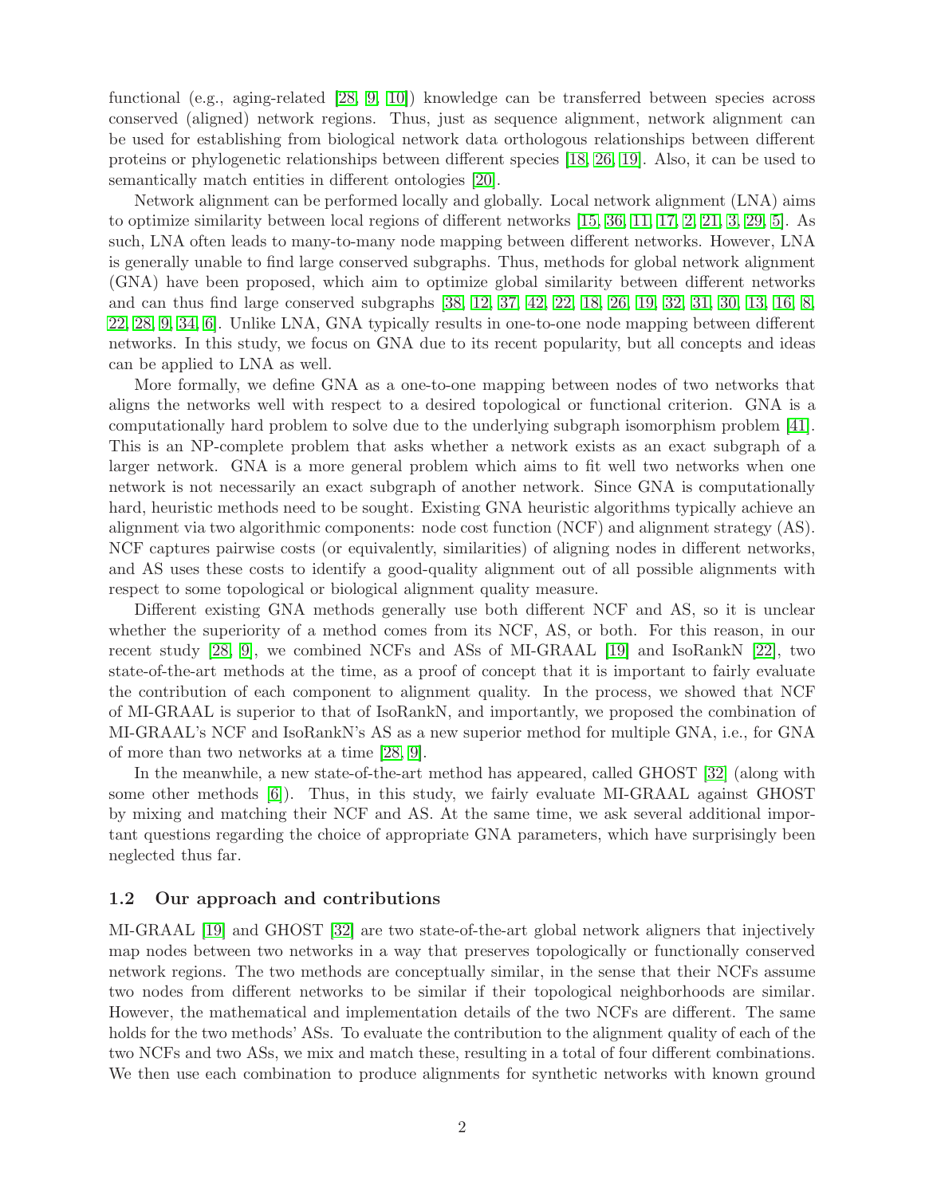functional (e.g., aging-related [28, 9, 10]) knowledge can be transferred between species across conserved (aligned) network regions. Thus, just as sequence alignment, network alignment can be used for establishing from biological network data orthologous relationships between different proteins or phylogenetic relationships between different species [18, 26, 19]. Also, it can be used to semantically match entities in different ontologies [20].

Network alignment can be performed locally and globally. Local network alignment (LNA) aims to optimize similarity between local regions of different networks [15, 36, 11, 17, 2, 21, 3, 29, 5]. As such, LNA often leads to many-to-many node mapping between different networks. However, LNA is generally unable to find large conserved subgraphs. Thus, methods for global network alignment (GNA) have been proposed, which aim to optimize global similarity between different networks and can thus find large conserved subgraphs [38, 12, 37, 42, 22, 18, 26, 19, 32, 31, 30, 13, 16, 8, 22, 28, 9, 34, 6]. Unlike LNA, GNA typically results in one-to-one node mapping between different networks. In this study, we focus on GNA due to its recent popularity, but all concepts and ideas can be applied to LNA as well.

More formally, we define GNA as a one-to-one mapping between nodes of two networks that aligns the networks well with respect to a desired topological or functional criterion. GNA is a computationally hard problem to solve due to the underlying subgraph isomorphism problem [41]. This is an NP-complete problem that asks whether a network exists as an exact subgraph of a larger network. GNA is a more general problem which aims to fit well two networks when one network is not necessarily an exact subgraph of another network. Since GNA is computationally hard, heuristic methods need to be sought. Existing GNA heuristic algorithms typically achieve an alignment via two algorithmic components: node cost function (NCF) and alignment strategy (AS). NCF captures pairwise costs (or equivalently, similarities) of aligning nodes in different networks, and AS uses these costs to identify a good-quality alignment out of all possible alignments with respect to some topological or biological alignment quality measure.

Different existing GNA methods generally use both different NCF and AS, so it is unclear whether the superiority of a method comes from its NCF, AS, or both. For this reason, in our recent study [28, 9], we combined NCFs and ASs of MI-GRAAL [19] and IsoRankN [22], two state-of-the-art methods at the time, as a proof of concept that it is important to fairly evaluate the contribution of each component to alignment quality. In the process, we showed that NCF of MI-GRAAL is superior to that of IsoRankN, and importantly, we proposed the combination of MI-GRAAL's NCF and IsoRankN's AS as a new superior method for multiple GNA, i.e., for GNA of more than two networks at a time [28, 9].

In the meanwhile, a new state-of-the-art method has appeared, called GHOST [32] (along with some other methods [6]). Thus, in this study, we fairly evaluate MI-GRAAL against GHOST by mixing and matching their NCF and AS. At the same time, we ask several additional important questions regarding the choice of appropriate GNA parameters, which have surprisingly been neglected thus far.

## 1.2 Our approach and contributions

MI-GRAAL [19] and GHOST [32] are two state-of-the-art global network aligners that injectively map nodes between two networks in a way that preserves topologically or functionally conserved network regions. The two methods are conceptually similar, in the sense that their NCFs assume two nodes from different networks to be similar if their topological neighborhoods are similar. However, the mathematical and implementation details of the two NCFs are different. The same holds for the two methods' ASs. To evaluate the contribution to the alignment quality of each of the two NCFs and two ASs, we mix and match these, resulting in a total of four different combinations. We then use each combination to produce alignments for synthetic networks with known ground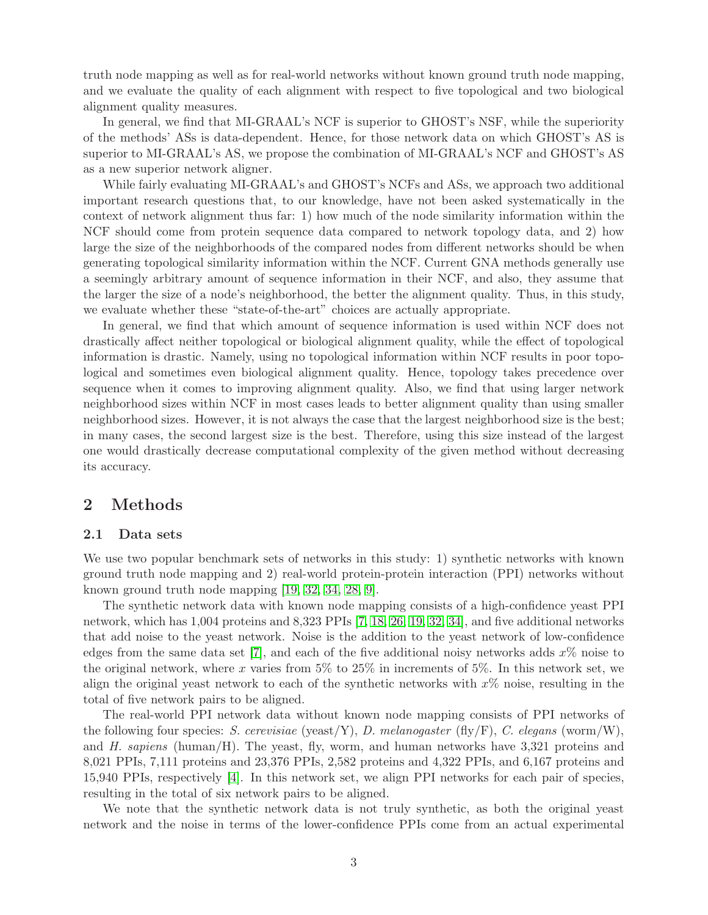truth node mapping as well as for real-world networks without known ground truth node mapping, and we evaluate the quality of each alignment with respect to five topological and two biological alignment quality measures.

In general, we find that MI-GRAAL's NCF is superior to GHOST's NSF, while the superiority of the methods' ASs is data-dependent. Hence, for those network data on which GHOST's AS is superior to MI-GRAAL's AS, we propose the combination of MI-GRAAL's NCF and GHOST's AS as a new superior network aligner.

While fairly evaluating MI-GRAAL's and GHOST's NCFs and ASs, we approach two additional important research questions that, to our knowledge, have not been asked systematically in the context of network alignment thus far: 1) how much of the node similarity information within the NCF should come from protein sequence data compared to network topology data, and 2) how large the size of the neighborhoods of the compared nodes from different networks should be when generating topological similarity information within the NCF. Current GNA methods generally use a seemingly arbitrary amount of sequence information in their NCF, and also, they assume that the larger the size of a node's neighborhood, the better the alignment quality. Thus, in this study, we evaluate whether these "state-of-the-art" choices are actually appropriate.

In general, we find that which amount of sequence information is used within NCF does not drastically affect neither topological or biological alignment quality, while the effect of topological information is drastic. Namely, using no topological information within NCF results in poor topological and sometimes even biological alignment quality. Hence, topology takes precedence over sequence when it comes to improving alignment quality. Also, we find that using larger network neighborhood sizes within NCF in most cases leads to better alignment quality than using smaller neighborhood sizes. However, it is not always the case that the largest neighborhood size is the best; in many cases, the second largest size is the best. Therefore, using this size instead of the largest one would drastically decrease computational complexity of the given method without decreasing its accuracy.

## 2 Methods

### 2.1 Data sets

We use two popular benchmark sets of networks in this study: 1) synthetic networks with known ground truth node mapping and 2) real-world protein-protein interaction (PPI) networks without known ground truth node mapping [19, 32, 34, 28, 9].

The synthetic network data with known node mapping consists of a high-confidence yeast PPI network, which has 1,004 proteins and 8,323 PPIs [7, 18, 26, 19, 32, 34], and five additional networks that add noise to the yeast network. Noise is the addition to the yeast network of low-confidence edges from the same data set [7], and each of the five additional noisy networks adds $x$% noise to the original network, where $x$ varies from 5% to 25% in increments of 5%. In this network set, we align the original yeast network to each of the synthetic networks with $x$% noise, resulting in the total of five network pairs to be aligned.

The real-world PPI network data without known node mapping consists of PPI networks of the following four species: *S. cerevisiae* (yeast/Y), *D. melanogaster* (fly/F), *C. elegans* (worm/W), and *H. sapiens* (human/H). The yeast, fly, worm, and human networks have 3,321 proteins and 8,021 PPIs, 7,111 proteins and 23,376 PPIs, 2,582 proteins and 4,322 PPIs, and 6,167 proteins and 15,940 PPIs, respectively [4]. In this network set, we align PPI networks for each pair of species, resulting in the total of six network pairs to be aligned.

We note that the synthetic network data is not truly synthetic, as both the original yeast network and the noise in terms of the lower-confidence PPIs come from an actual experimental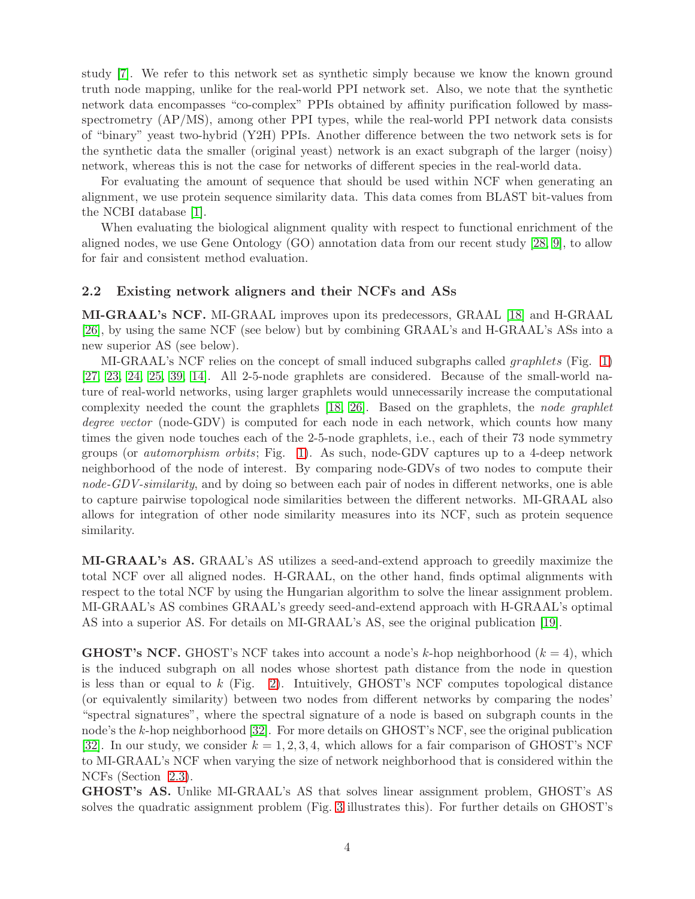study [7]. We refer to this network set as synthetic simply because we know the known ground truth node mapping, unlike for the real-world PPI network set. Also, we note that the synthetic network data encompasses "co-complex" PPIs obtained by affinity purification followed by mass-spectrometry (AP/MS), among other PPI types, while the real-world PPI network data consists of "binary" yeast two-hybrid (Y2H) PPIs. Another difference between the two network sets is for the synthetic data the smaller (original yeast) network is an exact subgraph of the larger (noisy) network, whereas this is not the case for networks of different species in the real-world data.

For evaluating the amount of sequence that should be used within NCF when generating an alignment, we use protein sequence similarity data. This data comes from BLAST bit-values from the NCBI database [1].

When evaluating the biological alignment quality with respect to functional enrichment of the aligned nodes, we use Gene Ontology (GO) annotation data from our recent study [28, 9], to allow for fair and consistent method evaluation.

## 2.2 Existing network aligners and their NCFs and ASs

**MI-GRAAL's NCF.** MI-GRAAL improves upon its predecessors, GRAAL [18] and H-GRAAL [26], by using the same NCF (see below) but by combining GRAAL's and H-GRAAL's ASs into a new superior AS (see below).

MI-GRAAL's NCF relies on the concept of small induced subgraphs called *graphlets* (Fig. 1) [27, 23, 24, 25, 39, 14]. All 2-5-node graphlets are considered. Because of the small-world nature of real-world networks, using larger graphlets would unnecessarily increase the computational complexity needed the count the graphlets [18, 26]. Based on the graphlets, the *node graphlet degree vector* (node-GDV) is computed for each node in each network, which counts how many times the given node touches each of the 2-5-node graphlets, i.e., each of their 73 node symmetry groups (or *automorphism orbits*; Fig. 1). As such, node-GDV captures up to a 4-deep network neighborhood of the node of interest. By comparing node-GDVs of two nodes to compute their *node-GDV-similarity*, and by doing so between each pair of nodes in different networks, one is able to capture pairwise topological node similarities between the different networks. MI-GRAAL also allows for integration of other node similarity measures into its NCF, such as protein sequence similarity.

**MI-GRAAL's AS.** GRAAL's AS utilizes a seed-and-extend approach to greedily maximize the total NCF over all aligned nodes. H-GRAAL, on the other hand, finds optimal alignments with respect to the total NCF by using the Hungarian algorithm to solve the linear assignment problem. MI-GRAAL's AS combines GRAAL's greedy seed-and-extend approach with H-GRAAL's optimal AS into a superior AS. For details on MI-GRAAL's AS, see the original publication [19].

**GHOST's NCF.** GHOST's NCF takes into account a node's $k$-hop neighborhood ($k = 4$), which is the induced subgraph on all nodes whose shortest path distance from the node in question is less than or equal to $k$ (Fig. 2). Intuitively, GHOST's NCF computes topological distance (or equivalently similarity) between two nodes from different networks by comparing the nodes' "spectral signatures", where the spectral signature of a node is based on subgraph counts in the node's the $k$-hop neighborhood [32]. For more details on GHOST's NCF, see the original publication [32]. In our study, we consider $k = 1, 2, 3, 4$, which allows for a fair comparison of GHOST's NCF to MI-GRAAL's NCF when varying the size of network neighborhood that is considered within the NCFs (Section 2.3).

**GHOST's AS.** Unlike MI-GRAAL's AS that solves linear assignment problem, GHOST's AS solves the quadratic assignment problem (Fig. 3 illustrates this). For further details on GHOST's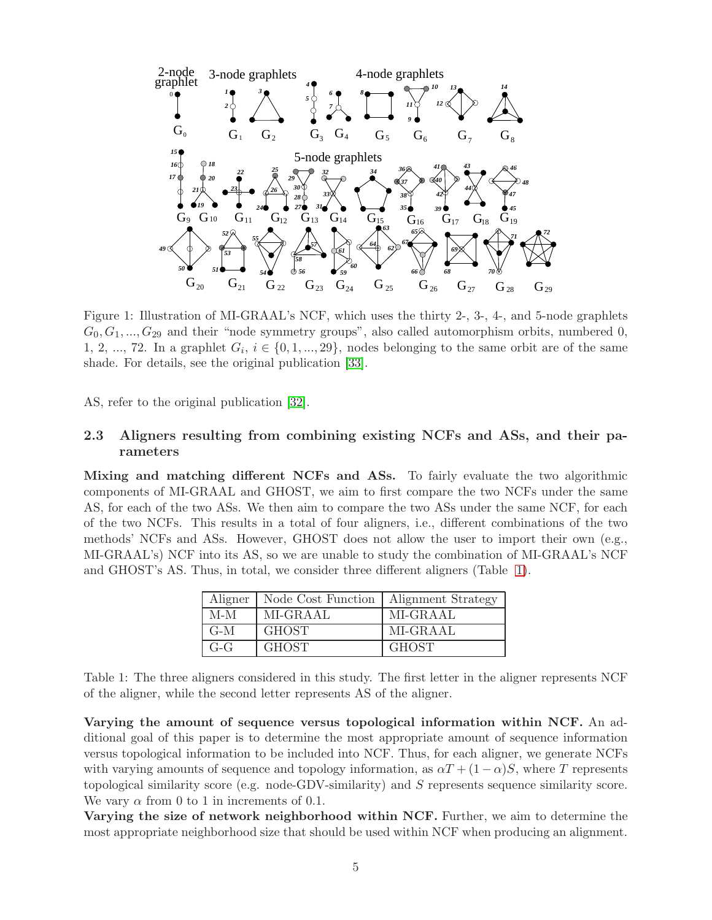Figure 1: Illustration of MI-GRAAL's NCF, which uses the thirty 2-, 3-, 4-, and 5-node graphlets $G_0, G_1, ..., G_{29}$ and their "node symmetry groups", also called automorphism orbits, numbered 0, 1, 2, ..., 72. In a graphlet $G_i$, $i \in \{0, 1, ..., 29\}$, nodes belonging to the same orbit are of the same shade. For details, see the original publication [33].

AS, refer to the original publication [32].

### 2.3 Aligners resulting from combining existing NCFs and ASs, and their parameters

**Mixing and matching different NCFs and ASs.** To fairly evaluate the two algorithmic components of MI-GRAAL and GHOST, we aim to first compare the two NCFs under the same AS, for each of the two ASs. We then aim to compare the two ASs under the same NCF, for each of the two NCFs. This results in a total of four aligners, i.e., different combinations of the two methods' NCFs and ASs. However, GHOST does not allow the user to import their own (e.g., MI-GRAAL's) NCF into its AS, so we are unable to study the combination of MI-GRAAL's NCF and GHOST's AS. Thus, in total, we consider three different aligners (Table 1).

| Aligner | Node Cost Function | Alignment Strategy |
|---|---|---|
| M-M | MI-GRAAL | MI-GRAAL |
| G-M | GHOST | MI-GRAAL |
| G-G | GHOST | GHOST |

Table 1: The three aligners considered in this study. The first letter in the aligner represents NCF of the aligner, while the second letter represents AS of the aligner.

**Varying the amount of sequence versus topological information within NCF.** An additional goal of this paper is to determine the most appropriate amount of sequence information versus topological information to be included into NCF. Thus, for each aligner, we generate NCFs with varying amounts of sequence and topology information, as $\alpha T + (1 - \alpha)S$, where $T$ represents topological similarity score (e.g. node-GDV-similarity) and $S$ represents sequence similarity score. We vary $\alpha$ from 0 to 1 in increments of 0.1.

**Varying the size of network neighborhood within NCF.** Further, we aim to determine the most appropriate neighborhood size that should be used within NCF when producing an alignment.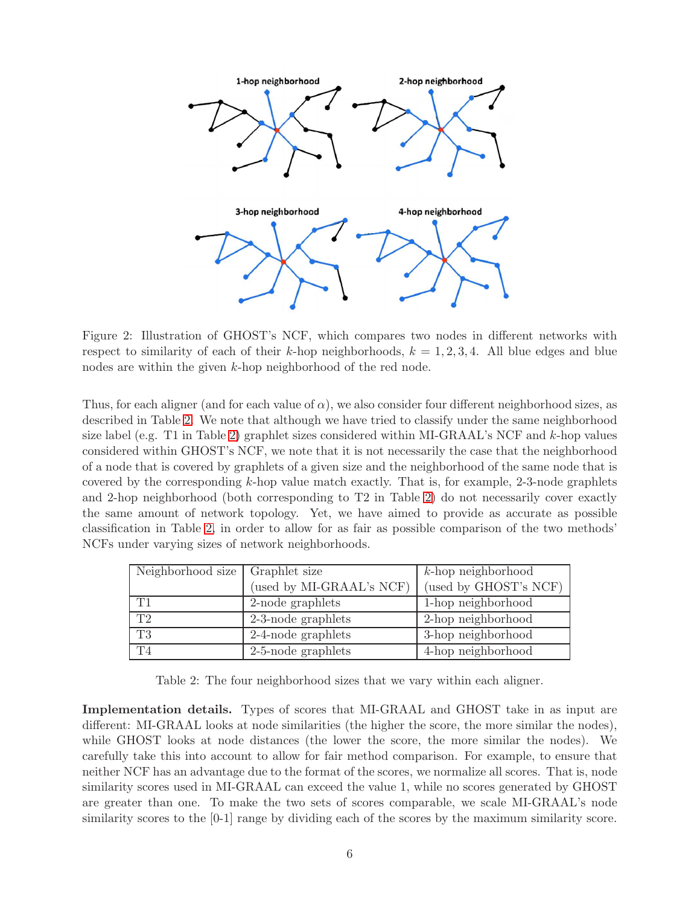Figure 2: Illustration of GHOST's NCF, which compares two nodes in different networks with respect to similarity of each of their $k$-hop neighborhoods, $k = 1, 2, 3, 4$. All blue edges and blue nodes are within the given $k$-hop neighborhood of the red node.

Thus, for each aligner (and for each value of $\alpha$), we also consider four different neighborhood sizes, as described in Table 2. We note that although we have tried to classify under the same neighborhood size label (e.g. T1 in Table 2) graphlet sizes considered within MI-GRAAL's NCF and $k$-hop values considered within GHOST's NCF, we note that it is not necessarily the case that the neighborhood of a node that is covered by graphlets of a given size and the neighborhood of the same node that is covered by the corresponding $k$-hop value match exactly. That is, for example, 2-3-node graphlets and 2-hop neighborhood (both corresponding to T2 in Table 2) do not necessarily cover exactly the same amount of network topology. Yet, we have aimed to provide as accurate as possible classification in Table 2, in order to allow for as fair as possible comparison of the two methods' NCFs under varying sizes of network neighborhoods.

| Neighborhood size | Graphlet size (used by MI-GRAAL's NCF) | $k$-hop neighborhood (used by GHOST's NCF) |
|---|---|---|
| T1 | 2-node graphlets | 1-hop neighborhood |
| T2 | 2-3-node graphlets | 2-hop neighborhood |
| T3 | 2-4-node graphlets | 3-hop neighborhood |
| T4 | 2-5-node graphlets | 4-hop neighborhood |

Table 2: The four neighborhood sizes that we vary within each aligner.

**Implementation details.** Types of scores that MI-GRAAL and GHOST take in as input are different: MI-GRAAL looks at node similarities (the higher the score, the more similar the nodes), while GHOST looks at node distances (the lower the score, the more similar the nodes). We carefully take this into account to allow for fair method comparison. For example, to ensure that neither NCF has an advantage due to the format of the scores, we normalize all scores. That is, node similarity scores used in MI-GRAAL can exceed the value 1, while no scores generated by GHOST are greater than one. To make the two sets of scores comparable, we scale MI-GRAAL's node similarity scores to the [0-1] range by dividing each of the scores by the maximum similarity score.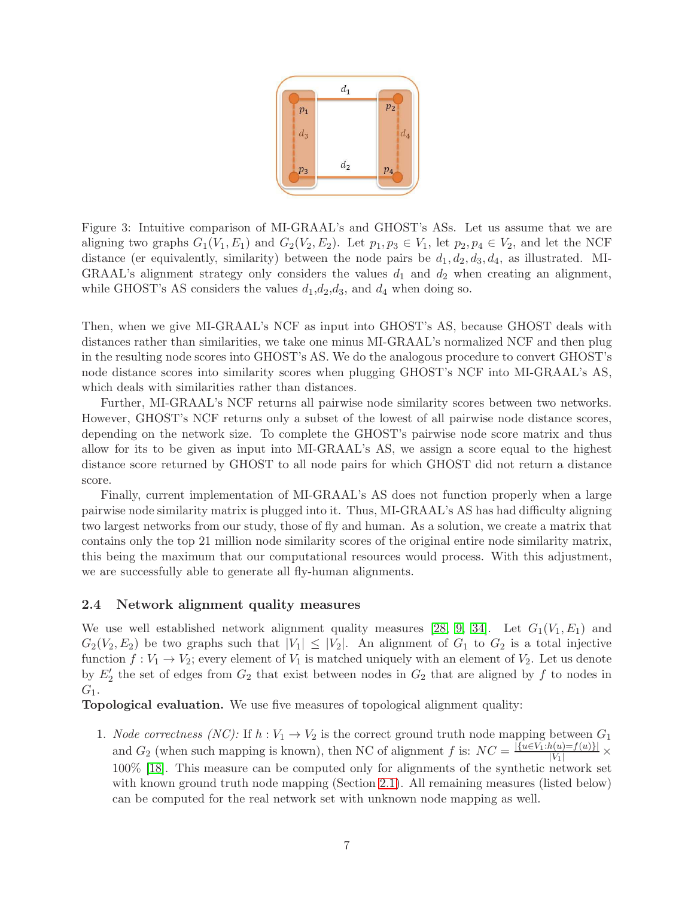Figure 3: Intuitive comparison of MI-GRAAL's and GHOST's ASs. Let us assume that we are aligning two graphs $G_1(V_1, E_1)$ and $G_2(V_2, E_2)$. Let $p_1, p_3 \in V_1$, let $p_2, p_4 \in V_2$, and let the NCF distance (er equivalently, similarity) between the node pairs be $d_1, d_2, d_3, d_4$, as illustrated. MI-GRAAL's alignment strategy only considers the values $d_1$ and $d_2$ when creating an alignment, while GHOST's AS considers the values $d_1$,$d_2$,$d_3$, and $d_4$ when doing so.

Then, when we give MI-GRAAL's NCF as input into GHOST's AS, because GHOST deals with distances rather than similarities, we take one minus MI-GRAAL's normalized NCF and then plug in the resulting node scores into GHOST's AS. We do the analogous procedure to convert GHOST's node distance scores into similarity scores when plugging GHOST's NCF into MI-GRAAL's AS, which deals with similarities rather than distances.

Further, MI-GRAAL's NCF returns all pairwise node similarity scores between two networks. However, GHOST's NCF returns only a subset of the lowest of all pairwise node distance scores, depending on the network size. To complete the GHOST's pairwise node score matrix and thus allow for its to be given as input into MI-GRAAL's AS, we assign a score equal to the highest distance score returned by GHOST to all node pairs for which GHOST did not return a distance score.

Finally, current implementation of MI-GRAAL's AS does not function properly when a large pairwise node similarity matrix is plugged into it. Thus, MI-GRAAL's AS has had difficulty aligning two largest networks from our study, those of fly and human. As a solution, we create a matrix that contains only the top 21 million node similarity scores of the original entire node similarity matrix, this being the maximum that our computational resources would process. With this adjustment, we are successfully able to generate all fly-human alignments.

## 2.4 Network alignment quality measures

We use well established network alignment quality measures [28, 9, 34]. Let $G_1(V_1, E_1)$ and $G_2(V_2, E_2)$ be two graphs such that $|V_1| \leq |V_2|$. An alignment of $G_1$ to $G_2$ is a total injective function $f : V_1 \rightarrow V_2$; every element of $V_1$ is matched uniquely with an element of $V_2$. Let us denote by $E_2'$ the set of edges from $G_2$ that exist between nodes in $G_2$ that are aligned by $f$ to nodes in $G_1$.

**Topological evaluation.** We use five measures of topological alignment quality:

1. *Node correctness (NC):* If $h : V_1 \rightarrow V_2$ is the correct ground truth node mapping between $G_1$ and $G_2$ (when such mapping is known), then NC of alignment $f$ is: $NC = \frac{|\{u \in V_1 : h(u) = f(u)\}|}{|V_1|} \times 100\%$ [18]. This measure can be computed only for alignments of the synthetic network set with known ground truth node mapping (Section 2.1). All remaining measures (listed below) can be computed for the real network set with unknown node mapping as well.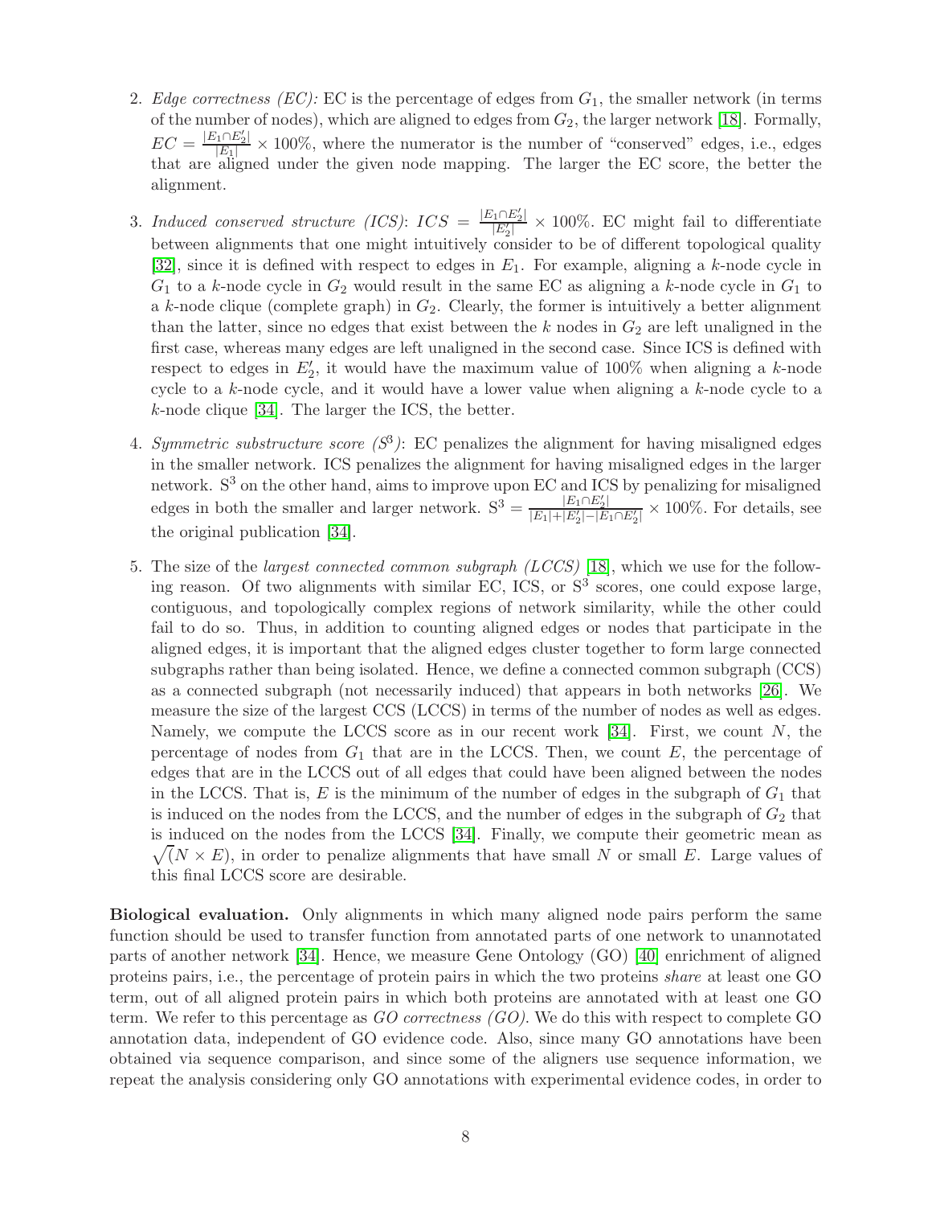2. *Edge correctness (EC):* EC is the percentage of edges from $G_1$, the smaller network (in terms of the number of nodes), which are aligned to edges from $G_2$, the larger network [18]. Formally, $EC = \frac{|E_1 \cap E_2'|}{|E_1|} \times 100\%$, where the numerator is the number of "conserved" edges, i.e., edges that are aligned under the given node mapping. The larger the EC score, the better the alignment.

3. *Induced conserved structure (ICS)*: $ICS = \frac{|E_1 \cap E_2'|}{|E_2'|} \times 100\%$. EC might fail to differentiate between alignments that one might intuitively consider to be of different topological quality [32], since it is defined with respect to edges in $E_1$. For example, aligning a $k$-node cycle in $G_1$ to a $k$-node cycle in $G_2$ would result in the same EC as aligning a $k$-node cycle in $G_1$ to a $k$-node clique (complete graph) in $G_2$. Clearly, the former is intuitively a better alignment than the latter, since no edges that exist between the $k$ nodes in $G_2$ are left unaligned in the first case, whereas many edges are left unaligned in the second case. Since ICS is defined with respect to edges in $E_2'$, it would have the maximum value of 100% when aligning a $k$-node cycle to a $k$-node cycle, and it would have a lower value when aligning a $k$-node cycle to a $k$-node clique [34]. The larger the ICS, the better.

4. *Symmetric substructure score ($S^3$)*: EC penalizes the alignment for having misaligned edges in the smaller network. ICS penalizes the alignment for having misaligned edges in the larger network. $S^3$ on the other hand, aims to improve upon EC and ICS by penalizing for misaligned edges in both the smaller and larger network. $S^3 = \frac{|E_1 \cap E_2'|}{|E_1| + |E_2'| - |E_1 \cap E_2'|} \times 100\%$. For details, see the original publication [34].

5. The size of the *largest connected common subgraph (LCCS)* [18], which we use for the following reason. Of two alignments with similar EC, ICS, or $S^3$ scores, one could expose large, contiguous, and topologically complex regions of network similarity, while the other could fail to do so. Thus, in addition to counting aligned edges or nodes that participate in the aligned edges, it is important that the aligned edges cluster together to form large connected subgraphs rather than being isolated. Hence, we define a connected common subgraph (CCS) as a connected subgraph (not necessarily induced) that appears in both networks [26]. We measure the size of the largest CCS (LCCS) in terms of the number of nodes as well as edges. Namely, we compute the LCCS score as in our recent work [34]. First, we count $N$, the percentage of nodes from $G_1$ that are in the LCCS. Then, we count $E$, the percentage of edges that are in the LCCS out of all edges that could have been aligned between the nodes in the LCCS. That is, $E$ is the minimum of the number of edges in the subgraph of $G_1$ that is induced on the nodes from the LCCS, and the number of edges in the subgraph of $G_2$ that is induced on the nodes from the LCCS [34]. Finally, we compute their geometric mean as $\sqrt{(}N \times E)$, in order to penalize alignments that have small $N$ or small $E$. Large values of this final LCCS score are desirable.

**Biological evaluation.** Only alignments in which many aligned node pairs perform the same function should be used to transfer function from annotated parts of one network to unannotated parts of another network [34]. Hence, we measure Gene Ontology (GO) [40] enrichment of aligned proteins pairs, i.e., the percentage of protein pairs in which the two proteins *share* at least one GO term, out of all aligned protein pairs in which both proteins are annotated with at least one GO term. We refer to this percentage as *GO correctness (GO).* We do this with respect to complete GO annotation data, independent of GO evidence code. Also, since many GO annotations have been obtained via sequence comparison, and since some of the aligners use sequence information, we repeat the analysis considering only GO annotations with experimental evidence codes, in order to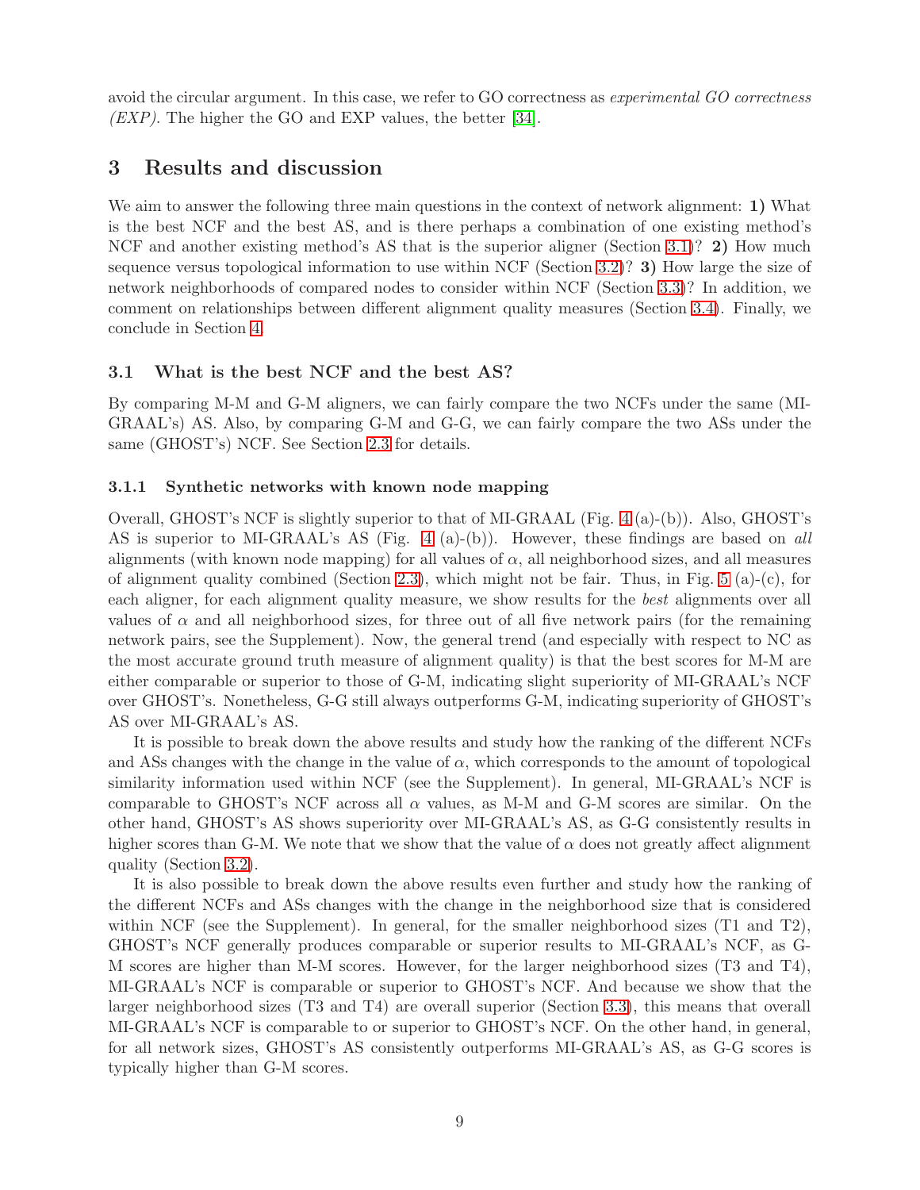avoid the circular argument. In this case, we refer to GO correctness as *experimental GO correctness (EXP)*. The higher the GO and EXP values, the better [34].

# 3 Results and discussion

We aim to answer the following three main questions in the context of network alignment: **1)** What is the best NCF and the best AS, and is there perhaps a combination of one existing method's NCF and another existing method's AS that is the superior aligner (Section 3.1)? **2)** How much sequence versus topological information to use within NCF (Section 3.2)? **3)** How large the size of network neighborhoods of compared nodes to consider within NCF (Section 3.3)? In addition, we comment on relationships between different alignment quality measures (Section 3.4). Finally, we conclude in Section 4.

## 3.1 What is the best NCF and the best AS?

By comparing M-M and G-M aligners, we can fairly compare the two NCFs under the same (MI-GRAAL's) AS. Also, by comparing G-M and G-G, we can fairly compare the two ASs under the same (GHOST's) NCF. See Section 2.3 for details.

### 3.1.1 Synthetic networks with known node mapping

Overall, GHOST's NCF is slightly superior to that of MI-GRAAL (Fig. 4 (a)-(b)). Also, GHOST's AS is superior to MI-GRAAL's AS (Fig. 4 (a)-(b)). However, these findings are based on *all* alignments (with known node mapping) for all values of $\alpha$, all neighborhood sizes, and all measures of alignment quality combined (Section 2.3), which might not be fair. Thus, in Fig. 5 (a)-(c), for each aligner, for each alignment quality measure, we show results for the *best* alignments over all values of $\alpha$ and all neighborhood sizes, for three out of all five network pairs (for the remaining network pairs, see the Supplement). Now, the general trend (and especially with respect to NC as the most accurate ground truth measure of alignment quality) is that the best scores for M-M are either comparable or superior to those of G-M, indicating slight superiority of MI-GRAAL's NCF over GHOST's. Nonetheless, G-G still always outperforms G-M, indicating superiority of GHOST's AS over MI-GRAAL's AS.

It is possible to break down the above results and study how the ranking of the different NCFs and ASs changes with the change in the value of $\alpha$, which corresponds to the amount of topological similarity information used within NCF (see the Supplement). In general, MI-GRAAL's NCF is comparable to GHOST's NCF across all $\alpha$ values, as M-M and G-M scores are similar. On the other hand, GHOST's AS shows superiority over MI-GRAAL's AS, as G-G consistently results in higher scores than G-M. We note that we show that the value of $\alpha$ does not greatly affect alignment quality (Section 3.2).

It is also possible to break down the above results even further and study how the ranking of the different NCFs and ASs changes with the change in the neighborhood size that is considered within NCF (see the Supplement). In general, for the smaller neighborhood sizes (T1 and T2), GHOST's NCF generally produces comparable or superior results to MI-GRAAL's NCF, as G-M scores are higher than M-M scores. However, for the larger neighborhood sizes (T3 and T4), MI-GRAAL's NCF is comparable or superior to GHOST's NCF. And because we show that the larger neighborhood sizes (T3 and T4) are overall superior (Section 3.3), this means that overall MI-GRAAL's NCF is comparable to or superior to GHOST's NCF. On the other hand, in general, for all network sizes, GHOST's AS consistently outperforms MI-GRAAL's AS, as G-G scores is typically higher than G-M scores.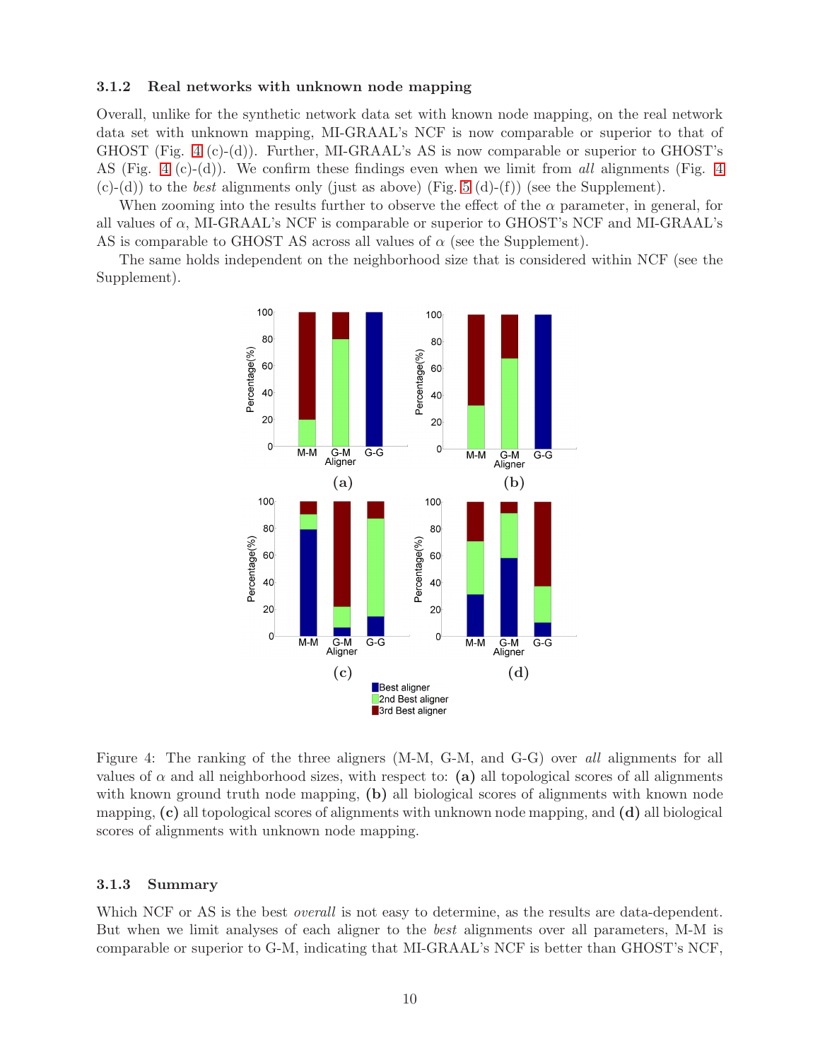### 3.1.2 Real networks with unknown node mapping

Overall, unlike for the synthetic network data set with known node mapping, on the real network data set with unknown mapping, MI-GRAAL's NCF is now comparable or superior to that of GHOST (Fig. 4 (c)-(d)). Further, MI-GRAAL's AS is now comparable or superior to GHOST's AS (Fig. 4 (c)-(d)). We confirm these findings even when we limit from *all* alignments (Fig. 4 (c)-(d)) to the *best* alignments only (just as above) (Fig. 5 (d)-(f)) (see the Supplement).

When zooming into the results further to observe the effect of the $\alpha$ parameter, in general, for all values of $\alpha$, MI-GRAAL's NCF is comparable or superior to GHOST's NCF and MI-GRAAL's AS is comparable to GHOST AS across all values of $\alpha$ (see the Supplement).

The same holds independent on the neighborhood size that is considered within NCF (see the Supplement).

Figure 4: The ranking of the three aligners (M-M, G-M, and G-G) over *all* alignments for all values of $\alpha$ and all neighborhood sizes, with respect to: **(a)** all topological scores of all alignments with known ground truth node mapping, **(b)** all biological scores of alignments with known node mapping, **(c)** all topological scores of all alignments with unknown node mapping, and **(d)** all biological scores of alignments with unknown node mapping.

### 3.1.3 Summary

Which NCF or AS is the best *overall* is not easy to determine, as the results are data-dependent. But when we limit analyses of each aligner to the *best* alignments over all parameters, M-M is comparable or superior to G-M, indicating that MI-GRAAL's NCF is better than GHOST's NCF,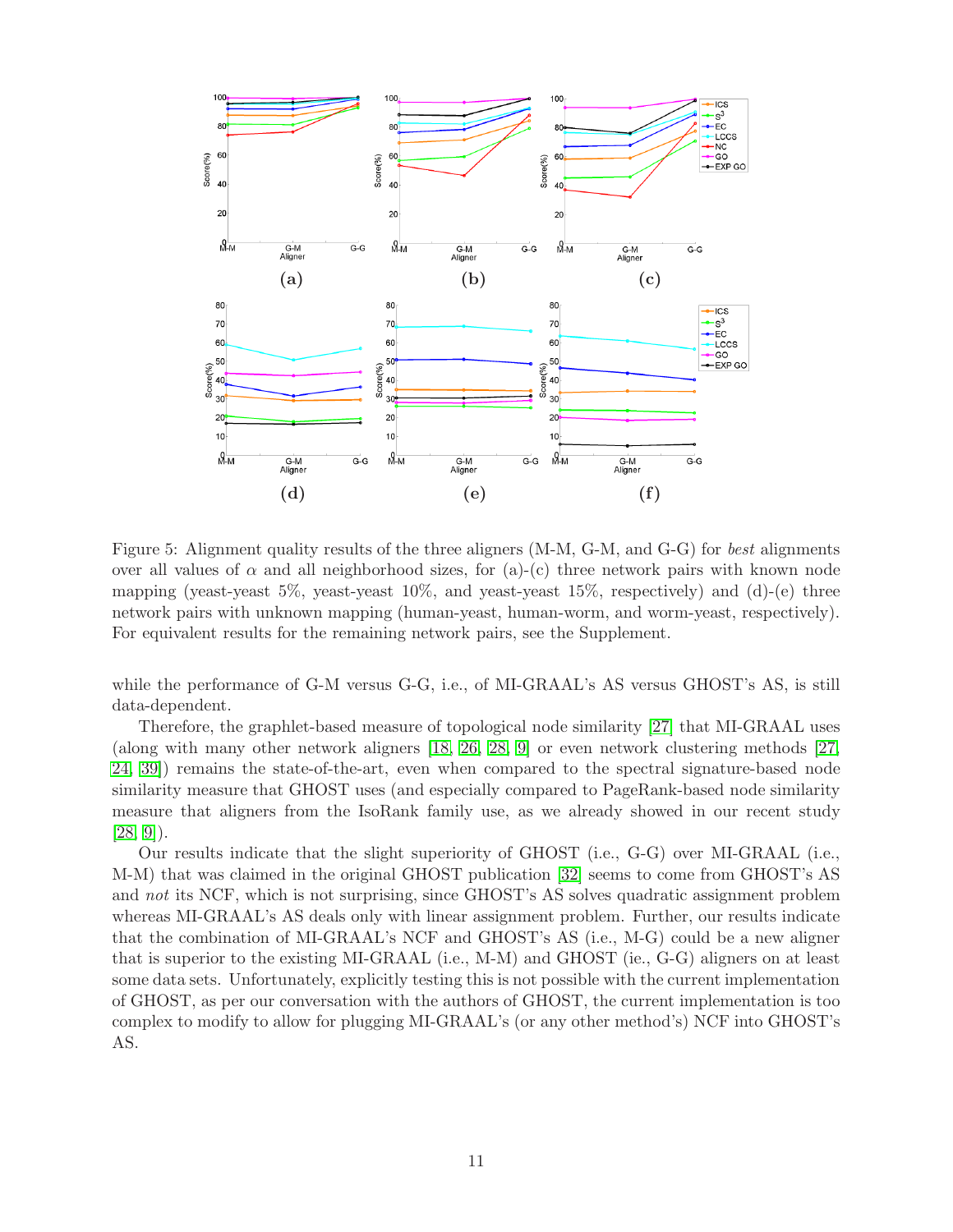Figure 5: Alignment quality results of the three aligners (M-M, G-M, and G-G) for *best* alignments over all values of $\alpha$ and all neighborhood sizes, for (a)-(c) three network pairs with known node mapping (yeast-yeast 5%, yeast-yeast 10%, and yeast-yeast 15%, respectively) and (d)-(e) three network pairs with unknown mapping (human-yeast, human-worm, and worm-yeast, respectively). For equivalent results for the remaining network pairs, see the Supplement.

while the performance of G-M versus G-G, i.e., of MI-GRAAL's AS versus GHOST's AS, is still data-dependent.

Therefore, the graphlet-based measure of topological node similarity [27] that MI-GRAAL uses (along with many other network aligners [18, 26, 28, 9] or even network clustering methods [27, 24, 39]) remains the state-of-the-art, even when compared to the spectral signature-based node similarity measure that GHOST uses (and especially compared to PageRank-based node similarity measure that aligners from the IsoRank family use, as we already showed in our recent study [28, 9]).

Our results indicate that the slight superiority of GHOST (i.e., G-G) over MI-GRAAL (i.e., M-M) that was claimed in the original GHOST publication [32] seems to come from GHOST's AS and *not* its NCF, which is not surprising, since GHOST's AS solves quadratic assignment problem whereas MI-GRAAL's AS deals only with linear assignment problem. Further, our results indicate that the combination of MI-GRAAL's NCF and GHOST's AS (i.e., M-G) could be a new aligner that is superior to the existing MI-GRAAL (i.e., M-M) and GHOST (ie., G-G) aligners on at least some data sets. Unfortunately, explicitly testing this is not possible with the current implementation of GHOST, as per our conversation with the authors of GHOST, the current implementation is too complex to modify to allow for plugging MI-GRAAL's (or any other method's) NCF into GHOST's AS.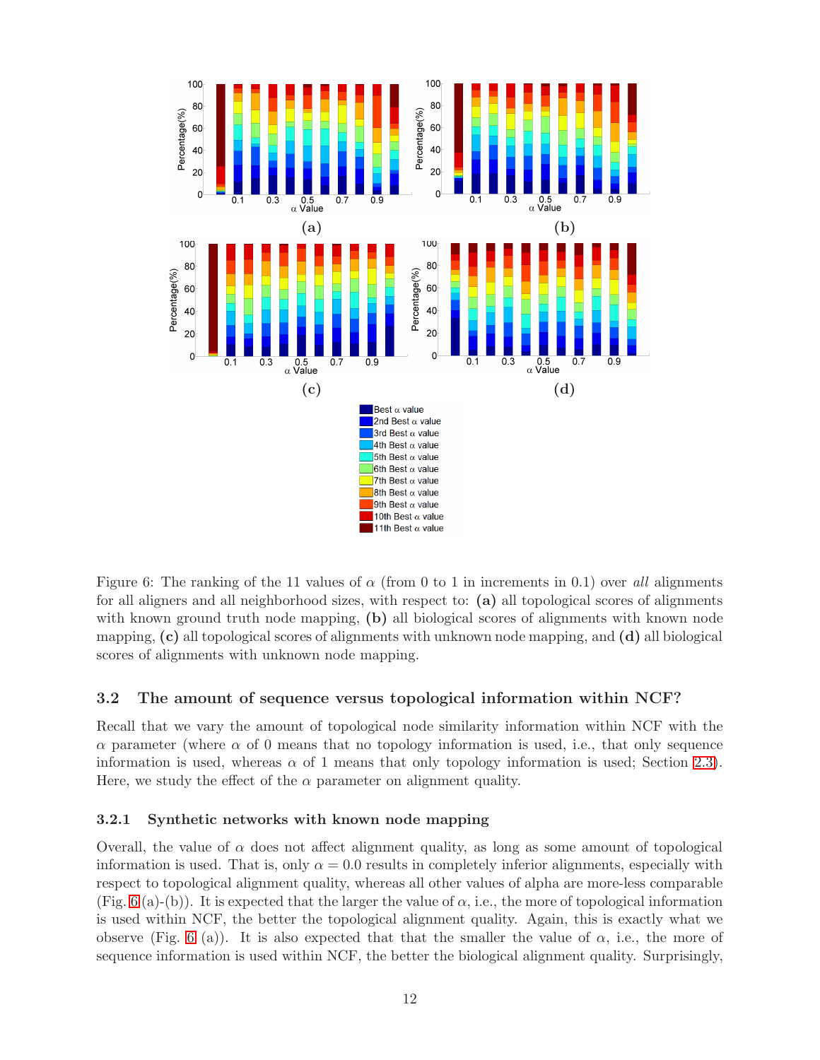Figure 6: The ranking of the 11 values of $\alpha$ (from 0 to 1 in increments in 0.1) over *all* alignments for all aligners and all neighborhood sizes, with respect to: **(a)** all topological scores of alignments with known ground truth node mapping, **(b)** all biological scores of alignments with known node mapping, **(c)** all topological scores of alignments with unknown node mapping, and **(d)** all biological scores of alignments with unknown node mapping.

### 3.2 The amount of sequence versus topological information within NCF?

Recall that we vary the amount of topological node similarity information within NCF with the $\alpha$ parameter (where $\alpha$ of 0 means that no topology information is used, i.e., that only sequence information is used, whereas $\alpha$ of 1 means that only topology information is used; Section 2.3). Here, we study the effect of the $\alpha$ parameter on alignment quality.

#### 3.2.1 Synthetic networks with known node mapping

Overall, the value of $\alpha$ does not affect alignment quality, as long as some amount of topological information is used. That is, only $\alpha = 0.0$ results in completely inferior alignments, especially with respect to topological alignment quality, whereas all other values of alpha are more-less comparable (Fig. 6 (a)-(b)). It is expected that the larger the value of $\alpha$, i.e., the more of topological information is used within NCF, the better the topological alignment quality. Again, this is exactly what we observe (Fig. 6 (a)). It is also expected that that the smaller the value of $\alpha$, i.e., the more of sequence information is used within NCF, the better the biological alignment quality. Surprisingly,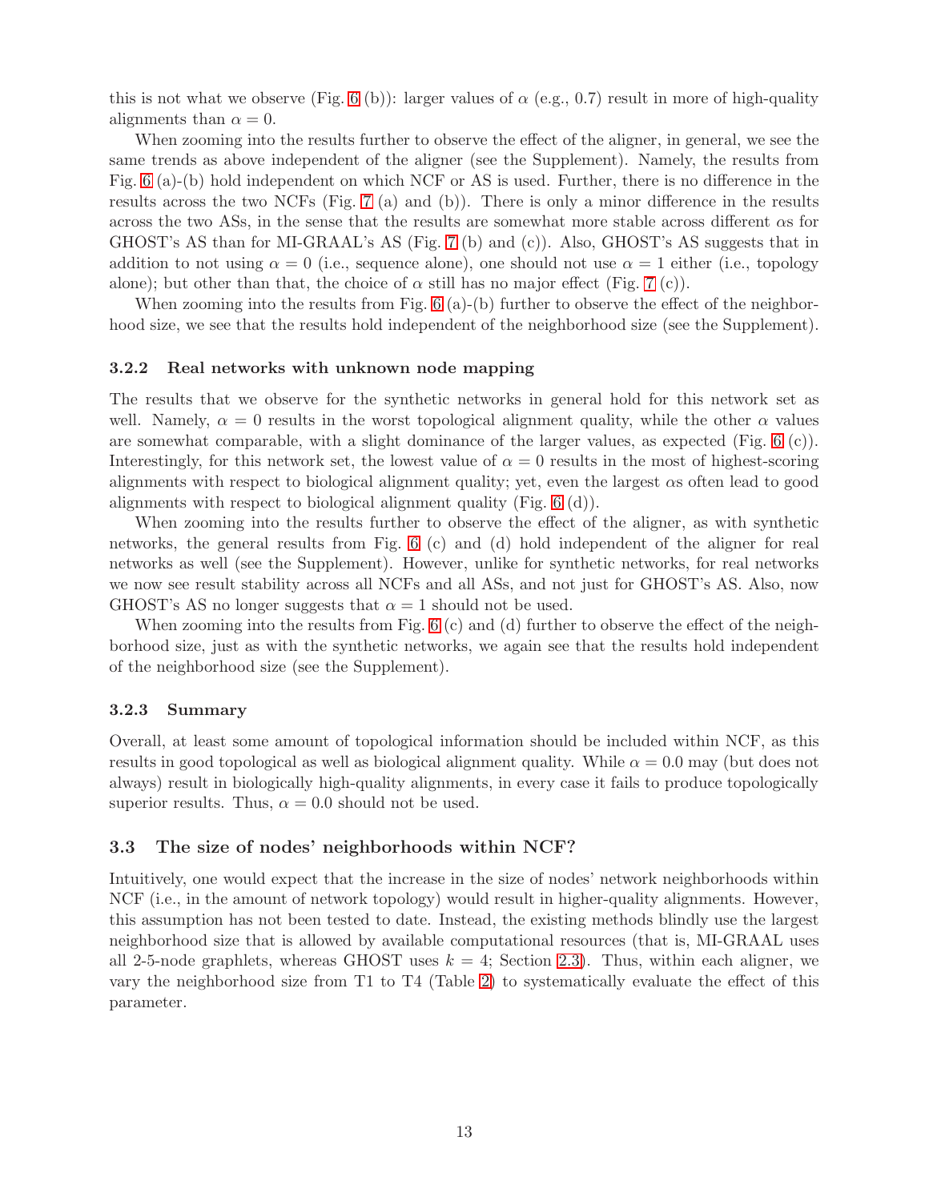this is not what we observe (Fig. 6 (b)): larger values of $\alpha$ (e.g., 0.7) result in more of high-quality alignments than $\alpha = 0$.

When zooming into the results further to observe the effect of the aligner, in general, we see the same trends as above independent of the aligner (see the Supplement). Namely, the results from Fig. 6 (a)-(b) hold independent on which NCF or AS is used. Further, there is no difference in the results across the two NCFs (Fig. 7 (a) and (b)). There is only a minor difference in the results across the two ASs, in the sense that the results are somewhat more stable across different $\alpha$s for GHOST's AS than for MI-GRAAL's AS (Fig. 7 (b) and (c)). Also, GHOST's AS suggests that in addition to not using $\alpha = 0$ (i.e., sequence alone), one should not use $\alpha = 1$ either (i.e., topology alone); but other than that, the choice of $\alpha$ still has no major effect (Fig. 7 (c)).

When zooming into the results from Fig. 6 (a)-(b) further to observe the effect of the neighborhood size, we see that the results hold independent of the neighborhood size (see the Supplement).

### 3.2.2 Real networks with unknown node mapping

The results that we observe for the synthetic networks in general hold for this network set as well. Namely, $\alpha = 0$ results in the worst topological alignment quality, while the other $\alpha$ values are somewhat comparable, with a slight dominance of the larger values, as expected (Fig. 6 (c)). Interestingly, for this network set, the lowest value of $\alpha = 0$ results in the most of highest-scoring alignments with respect to biological alignment quality; yet, even the largest $\alpha$s often lead to good alignments with respect to biological alignment quality (Fig. 6 (d)).

When zooming into the results further to observe the effect of the aligner, as with synthetic networks, the general results from Fig. 6 (c) and (d) hold independent of the aligner for real networks as well (see the Supplement). However, unlike for synthetic networks, for real networks we now see result stability across all NCFs and all ASs, and not just for GHOST's AS. Also, now GHOST's AS no longer suggests that $\alpha = 1$ should not be used.

When zooming into the results from Fig. 6 (c) and (d) further to observe the effect of the neighborhood size, just as with the synthetic networks, we again see that the results hold independent of the neighborhood size (see the Supplement).

### 3.2.3 Summary

Overall, at least some amount of topological information should be included within NCF, as this results in good topological as well as biological alignment quality. While $\alpha = 0.0$ may (but does not always) result in biologically high-quality alignments, in every case it fails to produce topologically superior results. Thus, $\alpha = 0.0$ should not be used.

## 3.3 The size of nodes' neighborhoods within NCF?

Intuitively, one would expect that the increase in the size of nodes' network neighborhoods within NCF (i.e., in the amount of network topology) would result in higher-quality alignments. However, this assumption has not been tested to date. Instead, the existing methods blindly use the largest neighborhood size that is allowed by available computational resources (that is, MI-GRAAL uses all 2-5-node graphlets, whereas GHOST uses $k = 4$; Section 2.3). Thus, within each aligner, we vary the neighborhood size from T1 to T4 (Table 2) to systematically evaluate the effect of this parameter.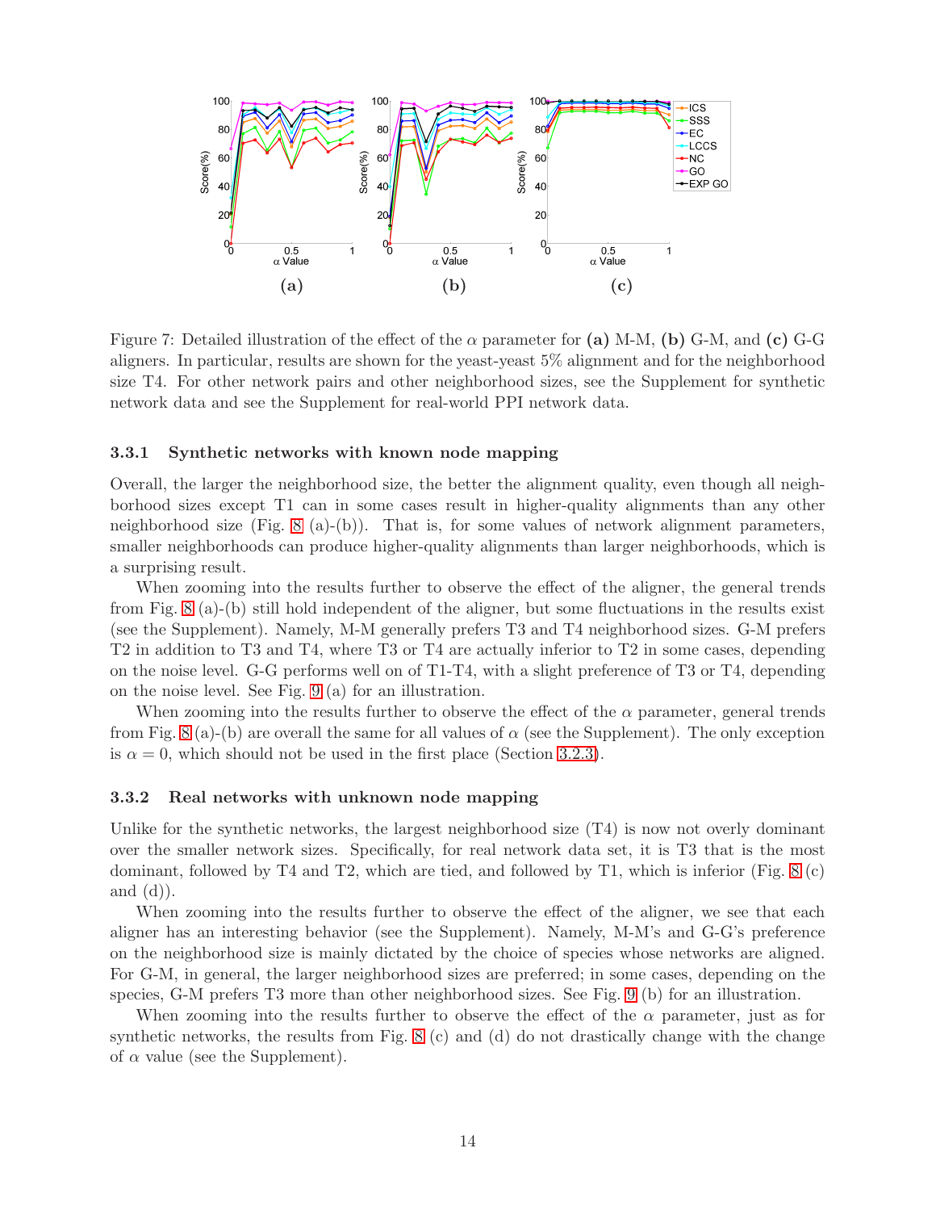Figure 7: Detailed illustration of the effect of the $\alpha$ parameter for **(a)** M-M, **(b)** G-M, and **(c)** G-G aligners. In particular, results are shown for the yeast-yeast 5% alignment and for the neighborhood size T4. For other network pairs and other neighborhood sizes, see the Supplement for synthetic network data and see the Supplement for real-world PPI network data.

### 3.3.1 Synthetic networks with known node mapping

Overall, the larger the neighborhood size, the better the alignment quality, even though all neighborhood sizes except T1 can in some cases result in higher-quality alignments than any other neighborhood size (Fig. 8 (a)-(b)). That is, for some values of network alignment parameters, smaller neighborhoods can produce higher-quality alignments than larger neighborhoods, which is a surprising result.

When zooming into the results further to observe the effect of the aligner, the general trends from Fig. 8 (a)-(b) still hold independent of the aligner, but some fluctuations in the results exist (see the Supplement). Namely, M-M generally prefers T3 and T4 neighborhood sizes. G-M prefers T2 in addition to T3 and T4, where T3 or T4 are actually inferior to T2 in some cases, depending on the noise level. G-G performs well on of T1-T4, with a slight preference of T3 or T4, depending on the noise level. See Fig. 9 (a) for an illustration.

When zooming into the results further to observe the effect of the $\alpha$ parameter, general trends from Fig. 8 (a)-(b) are overall the same for all values of $\alpha$ (see the Supplement). The only exception is $\alpha = 0$, which should not be used in the first place (Section 3.2.3).

### 3.3.2 Real networks with unknown node mapping

Unlike for the synthetic networks, the largest neighborhood size (T4) is now not overly dominant over the smaller network sizes. Specifically, for real network data set, it is T3 that is the most dominant, followed by T4 and T2, which are tied, and followed by T1, which is inferior (Fig. 8 (c) and (d)).

When zooming into the results further to observe the effect of the aligner, we see that each aligner has an interesting behavior (see the Supplement). Namely, M-M's and G-G's preference on the neighborhood size is mainly dictated by the choice of species whose networks are aligned. For G-M, in general, the larger neighborhood sizes are preferred; in some cases, depending on the species, G-M prefers T3 more than other neighborhood sizes. See Fig. 9 (b) for an illustration.

When zooming into the results further to observe the effect of the $\alpha$ parameter, just as for synthetic networks, the results from Fig. 8 (c) and (d) do not drastically change with the change of $\alpha$ value (see the Supplement).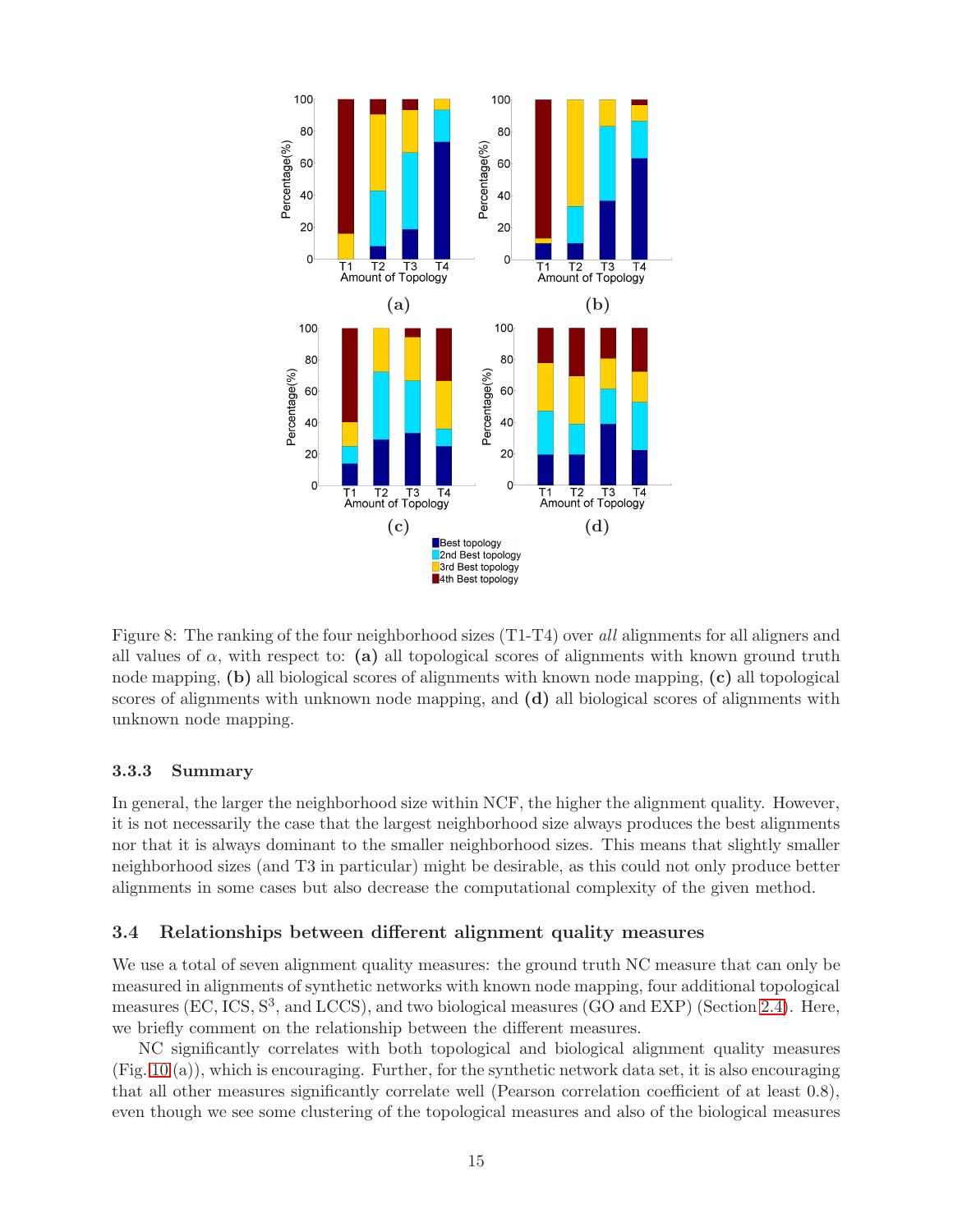Figure 8: The ranking of the four neighborhood sizes (T1-T4) over *all* alignments for all aligners and all values of $\alpha$, with respect to: **(a)** all topological scores of alignments with known ground truth node mapping, **(b)** all biological scores of alignments with known node mapping, **(c)** all topological scores of alignments with unknown node mapping, and **(d)** all biological scores of alignments with unknown node mapping.

### 3.3.3 Summary

In general, the larger the neighborhood size within NCF, the higher the alignment quality. However, it is not necessarily the case that the largest neighborhood size always produces the best alignments nor that it is always dominant to the smaller neighborhood sizes. This means that slightly smaller neighborhood sizes (and T3 in particular) might be desirable, as this could not only produce better alignments in some cases but also decrease the computational complexity of the given method.

## 3.4 Relationships between different alignment quality measures

We use a total of seven alignment quality measures: the ground truth NC measure that can only be measured in alignments of synthetic networks with known node mapping, four additional topological measures (EC, ICS, $S^3$, and LCCS), and two biological measures (GO and EXP) (Section 2.4). Here, we briefly comment on the relationship between the different measures.

NC significantly correlates with both topological and biological alignment quality measures (Fig. 10 (a)), which is encouraging. Further, for the synthetic network data set, it is also encouraging that all other measures significantly correlate well (Pearson correlation coefficient of at least 0.8), even though we see some clustering of the topological measures and also of the biological measures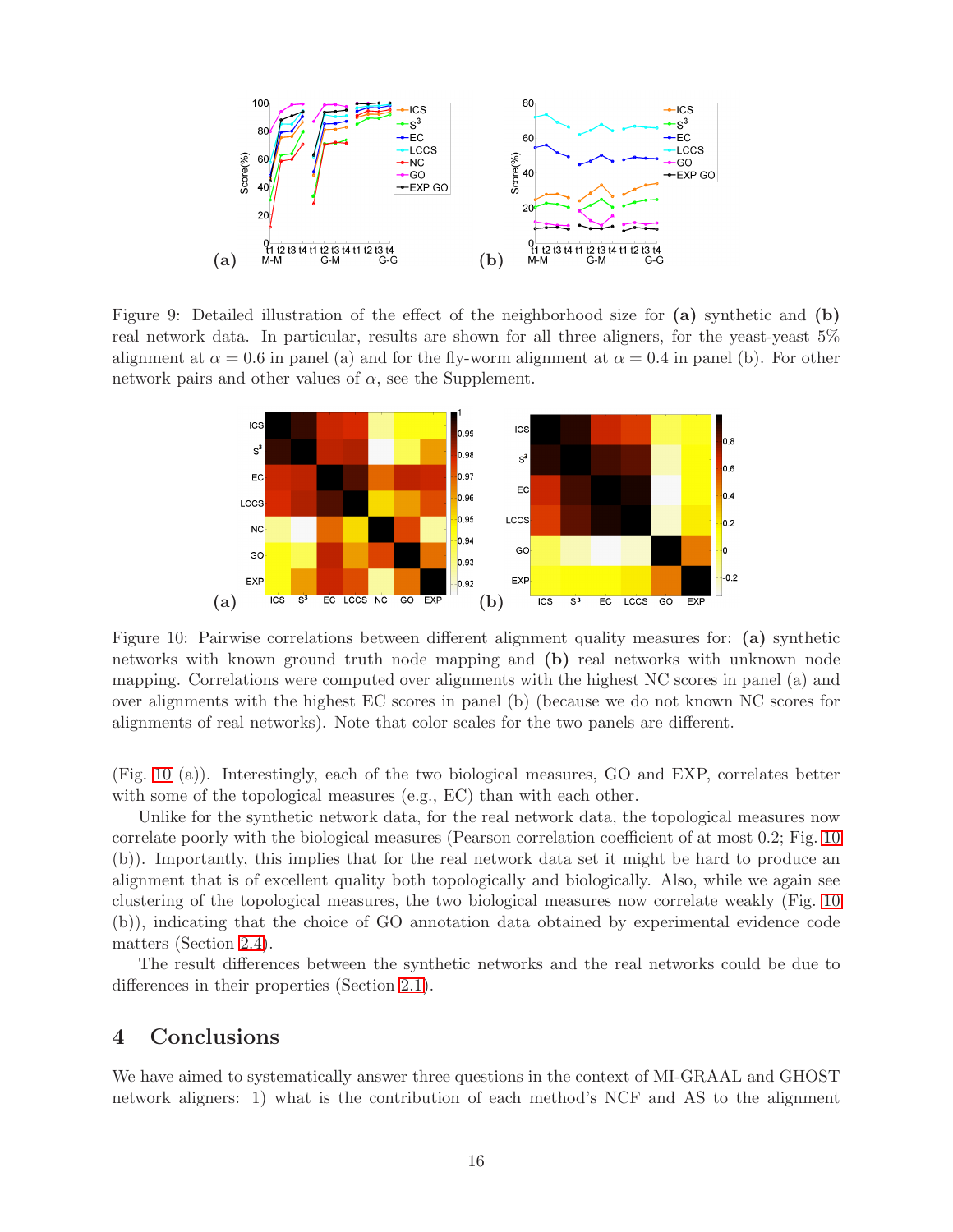Figure 9: Detailed illustration of the effect of the neighborhood size for **(a)** synthetic and **(b)** real network data. In particular, results are shown for all three aligners, for the yeast-yeast 5% alignment at $\alpha = 0.6$ in panel (a) and for the fly-worm alignment at $\alpha = 0.4$ in panel (b). For other network pairs and other values of $\alpha$, see the Supplement.

Figure 10: Pairwise correlations between different alignment quality measures for: **(a)** synthetic networks with known ground truth node mapping and **(b)** real networks with unknown node mapping. Correlations were computed over alignments with the highest NC scores in panel (a) and over alignments with the highest EC scores in panel (b) (because we do not known NC scores for alignments of real networks). Note that color scales for the two panels are different.

(Fig. 10 (a)). Interestingly, each of the two biological measures, GO and EXP, correlates better with some of the topological measures (e.g., EC) than with each other.

Unlike for the synthetic network data, for the real network data, the topological measures now correlate poorly with the biological measures (Pearson correlation coefficient of at most 0.2; Fig. 10 (b)). Importantly, this implies that for the real network data set it might be hard to produce an alignment that is of excellent quality both topologically and biologically. Also, while we again see clustering of the topological measures, the two biological measures now correlate weakly (Fig. 10 (b)), indicating that the choice of GO annotation data obtained by experimental evidence code matters (Section 2.4).

The result differences between the synthetic networks and the real networks could be due to differences in their properties (Section 2.1).

# 4 Conclusions

We have aimed to systematically answer three questions in the context of MI-GRAAL and GHOST network aligners: 1) what is the contribution of each method's NCF and AS to the alignment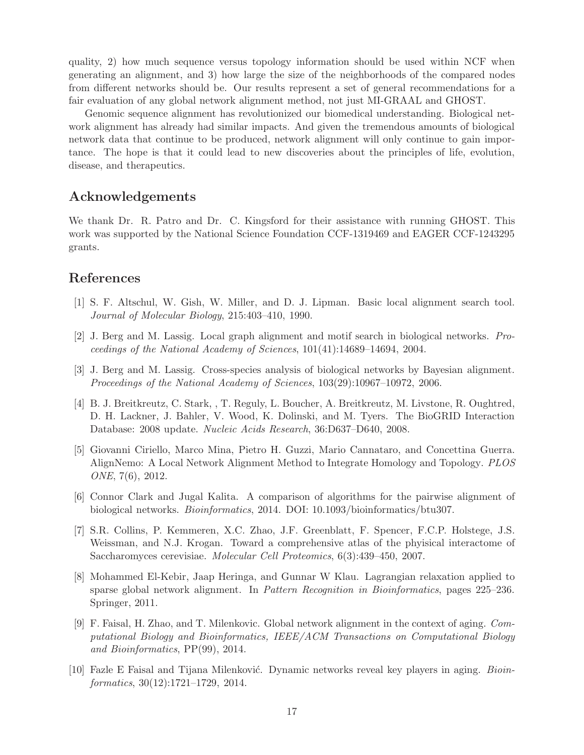quality, 2) how much sequence versus topology information should be used within NCF when generating an alignment, and 3) how large the size of the neighborhoods of the compared nodes from different networks should be. Our results represent a set of general recommendations for a fair evaluation of any global network alignment method, not just MI-GRAAL and GHOST.

Genomic sequence alignment has revolutionized our biomedical understanding. Biological network alignment has already had similar impacts. And given the tremendous amounts of biological network data that continue to be produced, network alignment will only continue to gain importance. The hope is that it could lead to new discoveries about the principles of life, evolution, disease, and therapeutics.

## Acknowledgements

We thank Dr. R. Patro and Dr. C. Kingsford for their assistance with running GHOST. This work was supported by the National Science Foundation CCF-1319469 and EAGER CCF-1243295 grants.

## References

[1] S. F. Altschul, W. Gish, W. Miller, and D. J. Lipman. Basic local alignment search tool. *Journal of Molecular Biology*, 215:403–410, 1990.

[2] J. Berg and M. Lassig. Local graph alignment and motif search in biological networks. *Proceedings of the National Academy of Sciences*, 101(41):14689–14694, 2004.

[3] J. Berg and M. Lassig. Cross-species analysis of biological networks by Bayesian alignment. *Proceedings of the National Academy of Sciences*, 103(29):10967–10972, 2006.

[4] B. J. Breitkreutz, C. Stark, , T. Reguly, L. Boucher, A. Breitkreutz, M. Livstone, R. Oughtred, D. H. Lackner, J. Bahler, V. Wood, K. Dolinski, and M. Tyers. The BioGRID Interaction Database: 2008 update. *Nucleic Acids Research*, 36:D637–D640, 2008.

[5] Giovanni Ciriello, Marco Mina, Pietro H. Guzzi, Mario Cannataro, and Concettina Guerra. AlignNemo: A Local Network Alignment Method to Integrate Homology and Topology. *PLOS ONE*, 7(6), 2012.

[6] Connor Clark and Jugal Kalita. A comparison of algorithms for the pairwise alignment of biological networks. *Bioinformatics*, 2014. DOI: 10.1093/bioinformatics/btu307.

[7] S.R. Collins, P. Kemmeren, X.C. Zhao, J.F. Greenblatt, F. Spencer, F.C.P. Holstege, J.S. Weissman, and N.J. Krogan. Toward a comprehensive atlas of the phyisical interactome of Saccharomyces cerevisiae. *Molecular Cell Proteomics*, 6(3):439–450, 2007.

[8] Mohammed El-Kebir, Jaap Heringa, and Gunnar W Klau. Lagrangian relaxation applied to sparse global network alignment. In *Pattern Recognition in Bioinformatics*, pages 225–236. Springer, 2011.

[9] F. Faisal, H. Zhao, and T. Milenkovic. Global network alignment in the context of aging. *Computational Biology and Bioinformatics, IEEE/ACM Transactions on Computational Biology and Bioinformatics*, PP(99), 2014.

[10] Fazle E Faisal and Tijana Milenković. Dynamic networks reveal key players in aging. *Bioinformatics*, 30(12):1721–1729, 2014.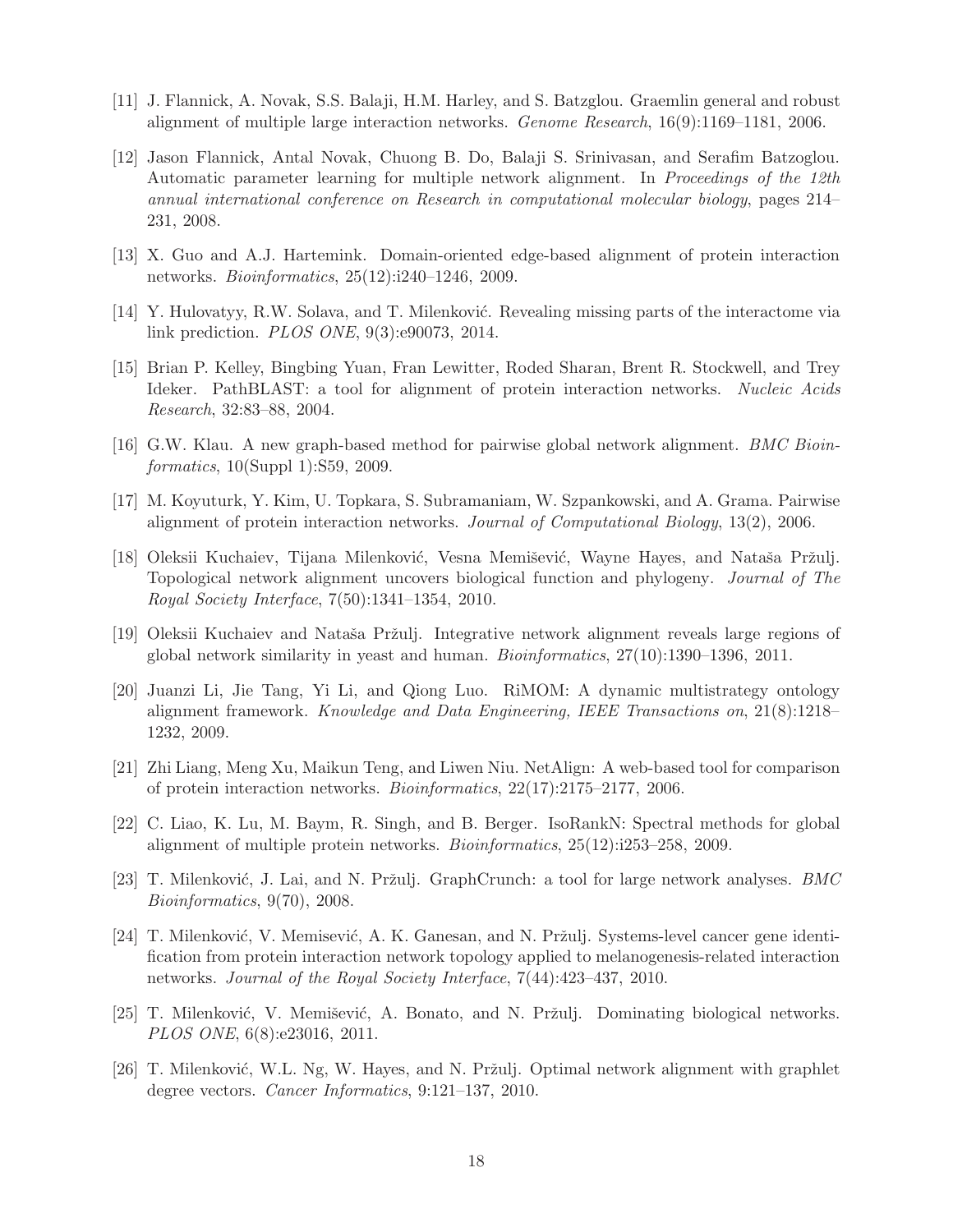[11] J. Flannick, A. Novak, S.S. Balaji, H.M. Harley, and S. Batzglou. Graemlin general and robust alignment of multiple large interaction networks. *Genome Research*, 16(9):1169–1181, 2006.

[12] Jason Flannick, Antal Novak, Chuong B. Do, Balaji S. Srinivasan, and Serafim Batzoglou. Automatic parameter learning for multiple network alignment. In *Proceedings of the 12th annual international conference on Research in computational molecular biology*, pages 214–231, 2008.

[13] X. Guo and A.J. Hartemink. Domain-oriented edge-based alignment of protein interaction networks. *Bioinformatics*, 25(12):i240–1246, 2009.

[14] Y. Hulovatyy, R.W. Solava, and T. Milenković. Revealing missing parts of the interactome via link prediction. *PLOS ONE*, 9(3):e90073, 2014.

[15] Brian P. Kelley, Bingbing Yuan, Fran Lewitter, Roded Sharan, Brent R. Stockwell, and Trey Ideker. PathBLAST: a tool for alignment of protein interaction networks. *Nucleic Acids Research*, 32:83–88, 2004.

[16] G.W. Klau. A new graph-based method for pairwise global network alignment. *BMC Bioinformatics*, 10(Suppl 1):S59, 2009.

[17] M. Koyuturk, Y. Kim, U. Topkara, S. Subramaniam, W. Szpankowski, and A. Grama. Pairwise alignment of protein interaction networks. *Journal of Computational Biology*, 13(2), 2006.

[18] Oleksii Kuchaiev, Tijana Milenković, Vesna Memišević, Wayne Hayes, and Nataša Pržulj. Topological network alignment uncovers biological function and phylogeny. *Journal of The Royal Society Interface*, 7(50):1341–1354, 2010.

[19] Oleksii Kuchaiev and Nataša Pržulj. Integrative network alignment reveals large regions of global network similarity in yeast and human. *Bioinformatics*, 27(10):1390–1396, 2011.

[20] Juanzi Li, Jie Tang, Yi Li, and Qiong Luo. RiMOM: A dynamic multistrategy ontology alignment framework. *Knowledge and Data Engineering, IEEE Transactions on*, 21(8):1218–1232, 2009.

[21] Zhi Liang, Meng Xu, Maikun Teng, and Liwen Niu. NetAlign: A web-based tool for comparison of protein interaction networks. *Bioinformatics*, 22(17):2175–2177, 2006.

[22] C. Liao, K. Lu, M. Baym, R. Singh, and B. Berger. IsoRankN: Spectral methods for global alignment of multiple protein networks. *Bioinformatics*, 25(12):i253–258, 2009.

[23] T. Milenković, J. Lai, and N. Pržulj. GraphCrunch: a tool for large network analyses. *BMC Bioinformatics*, 9(70), 2008.

[24] T. Milenković, V. Memisević, A. K. Ganesan, and N. Pržulj. Systems-level cancer gene identification from protein interaction network topology applied to melanogenesis-related interaction networks. *Journal of the Royal Society Interface*, 7(44):423–437, 2010.

[25] T. Milenković, V. Memišević, A. Bonato, and N. Pržulj. Dominating biological networks. *PLOS ONE*, 6(8):e23016, 2011.

[26] T. Milenković, W.L. Ng, W. Hayes, and N. Pržulj. Optimal network alignment with graphlet degree vectors. *Cancer Informatics*, 9:121–137, 2010.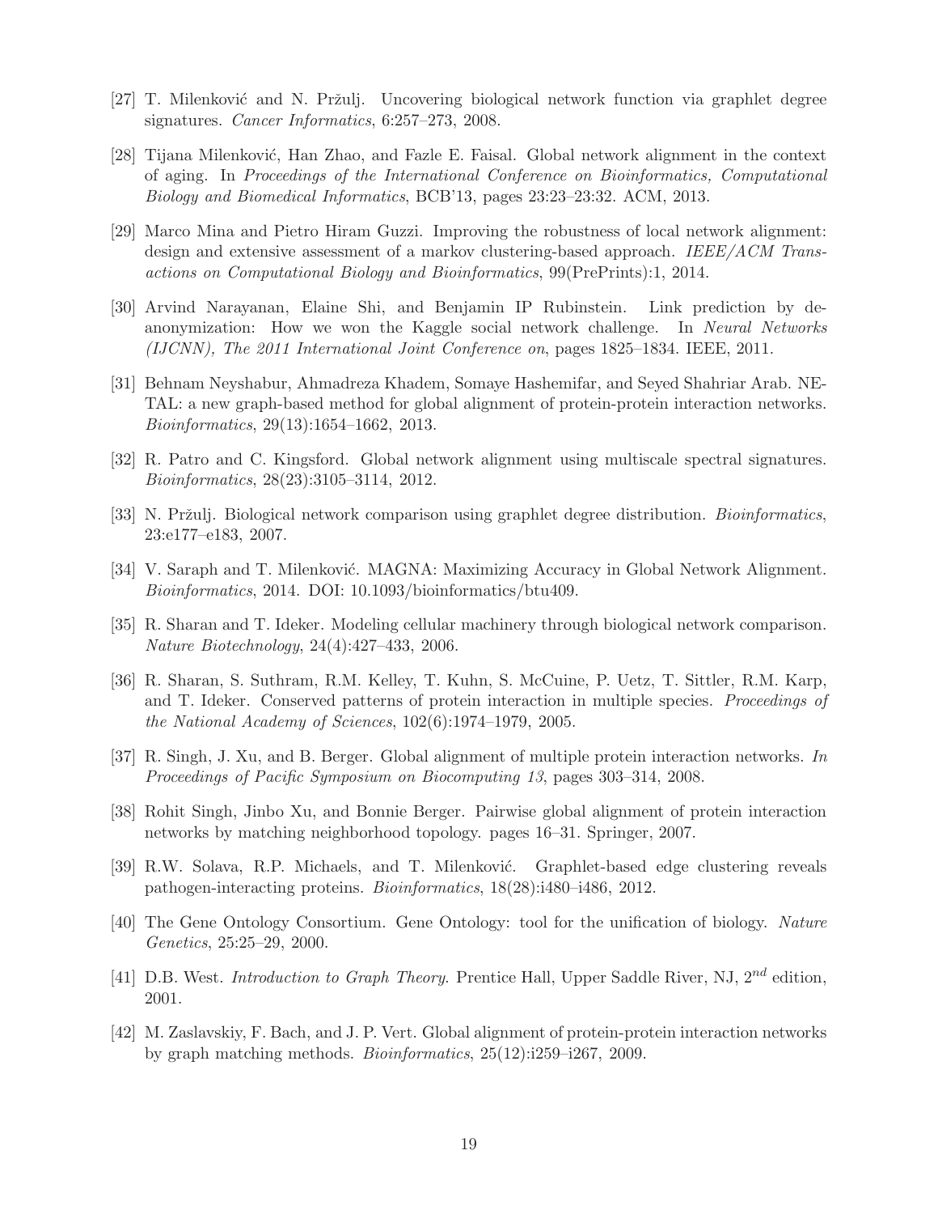[27] T. Milenković and N. Pržulj. Uncovering biological network function via graphlet degree signatures. *Cancer Informatics*, 6:257–273, 2008.

[28] Tijana Milenković, Han Zhao, and Fazle E. Faisal. Global network alignment in the context of aging. In *Proceedings of the International Conference on Bioinformatics, Computational Biology and Biomedical Informatics*, BCB'13, pages 23:23–23:32. ACM, 2013.

[29] Marco Mina and Pietro Hiram Guzzi. Improving the robustness of local network alignment: design and extensive assessment of a markov clustering-based approach. *IEEE/ACM Transactions on Computational Biology and Bioinformatics*, 99(PrePrints):1, 2014.

[30] Arvind Narayanan, Elaine Shi, and Benjamin IP Rubinstein. Link prediction by de-anonymization: How we won the Kaggle social network challenge. In *Neural Networks (IJCNN), The 2011 International Joint Conference on*, pages 1825–1834. IEEE, 2011.

[31] Behnam Neyshabur, Ahmadreza Khadem, Somaye Hashemifar, and Seyed Shahriar Arab. NETAL: a new graph-based method for global alignment of protein-protein interaction networks. *Bioinformatics*, 29(13):1654–1662, 2013.

[32] R. Patro and C. Kingsford. Global network alignment using multiscale spectral signatures. *Bioinformatics*, 28(23):3105–3114, 2012.

[33] N. Pržulj. Biological network comparison using graphlet degree distribution. *Bioinformatics*, 23:e177–e183, 2007.

[34] V. Saraph and T. Milenković. MAGNA: Maximizing Accuracy in Global Network Alignment. *Bioinformatics*, 2014. DOI: 10.1093/bioinformatics/btu409.

[35] R. Sharan and T. Ideker. Modeling cellular machinery through biological network comparison. *Nature Biotechnology*, 24(4):427–433, 2006.

[36] R. Sharan, S. Suthram, R.M. Kelley, T. Kuhn, S. McCuine, P. Uetz, T. Sittler, R.M. Karp, and T. Ideker. Conserved patterns of protein interaction in multiple species. *Proceedings of the National Academy of Sciences*, 102(6):1974–1979, 2005.

[37] R. Singh, J. Xu, and B. Berger. Global alignment of multiple protein interaction networks. *In Proceedings of Pacific Symposium on Biocomputing 13*, pages 303–314, 2008.

[38] Rohit Singh, Jinbo Xu, and Bonnie Berger. Pairwise global alignment of protein interaction networks by matching neighborhood topology. pages 16–31. Springer, 2007.

[39] R.W. Solava, R.P. Michaels, and T. Milenković. Graphlet-based edge clustering reveals pathogen-interacting proteins. *Bioinformatics*, 18(28):i480–i486, 2012.

[40] The Gene Ontology Consortium. Gene Ontology: tool for the unification of biology. *Nature Genetics*, 25:25–29, 2000.

[41] D.B. West. *Introduction to Graph Theory*. Prentice Hall, Upper Saddle River, NJ, $2^{nd}$ edition, 2001.

[42] M. Zaslavskiy, F. Bach, and J. P. Vert. Global alignment of protein-protein interaction networks by graph matching methods. *Bioinformatics*, 25(12):i259–i267, 2009.